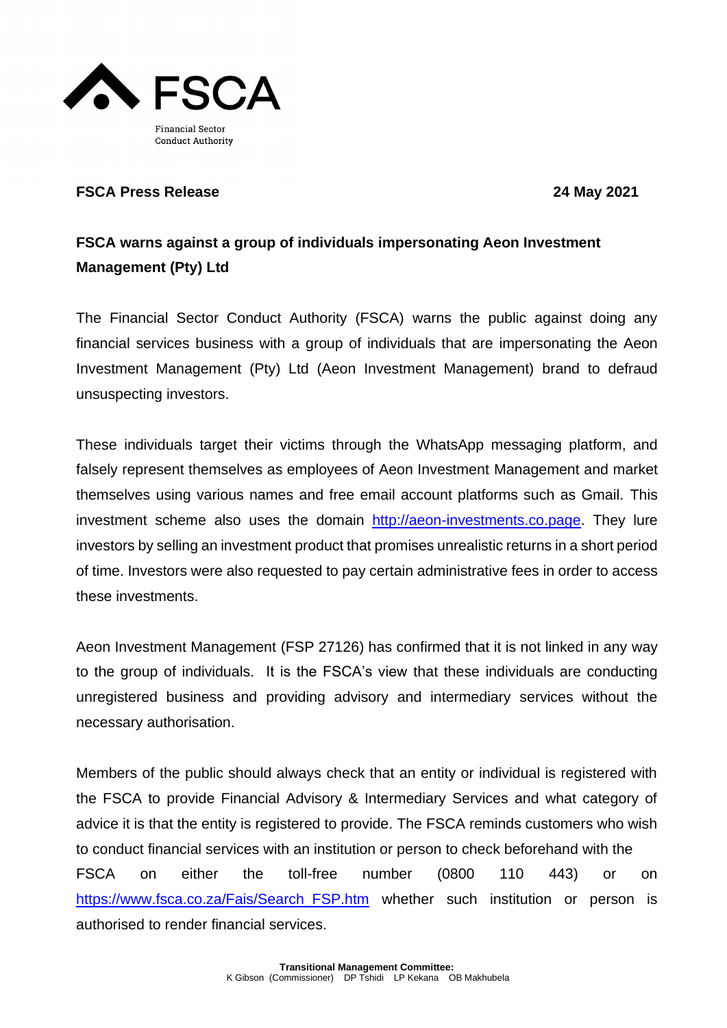FSCA

Financial Sector Conduct Authority

**FSCA Press Release** **24 May 2021**

## FSCA warns against a group of individuals impersonating Aeon Investment Management (Pty) Ltd

The Financial Sector Conduct Authority (FSCA) warns the public against doing any financial services business with a group of individuals that are impersonating the Aeon Investment Management (Pty) Ltd (Aeon Investment Management) brand to defraud unsuspecting investors.

These individuals target their victims through the WhatsApp messaging platform, and falsely represent themselves as employees of Aeon Investment Management and market themselves using various names and free email account platforms such as Gmail. This investment scheme also uses the domain http://aeon-investments.co.page. They lure investors by selling an investment product that promises unrealistic returns in a short period of time. Investors were also requested to pay certain administrative fees in order to access these investments.

Aeon Investment Management (FSP 27126) has confirmed that it is not linked in any way to the group of individuals. It is the FSCA's view that these individuals are conducting unregistered business and providing advisory and intermediary services without the necessary authorisation.

Members of the public should always check that an entity or individual is registered with the FSCA to provide Financial Advisory & Intermediary Services and what category of advice it is that the entity is registered to provide. The FSCA reminds customers who wish to conduct financial services with an institution or person to check beforehand with the FSCA on either the toll-free number (0800 110 443) or on https://www.fsca.co.za/Fais/Search_FSP.htm whether such institution or person is authorised to render financial services.

**Transitional Management Committee:**
K Gibson (Commissioner) DP Tshidi LP Kekana OB Makhubela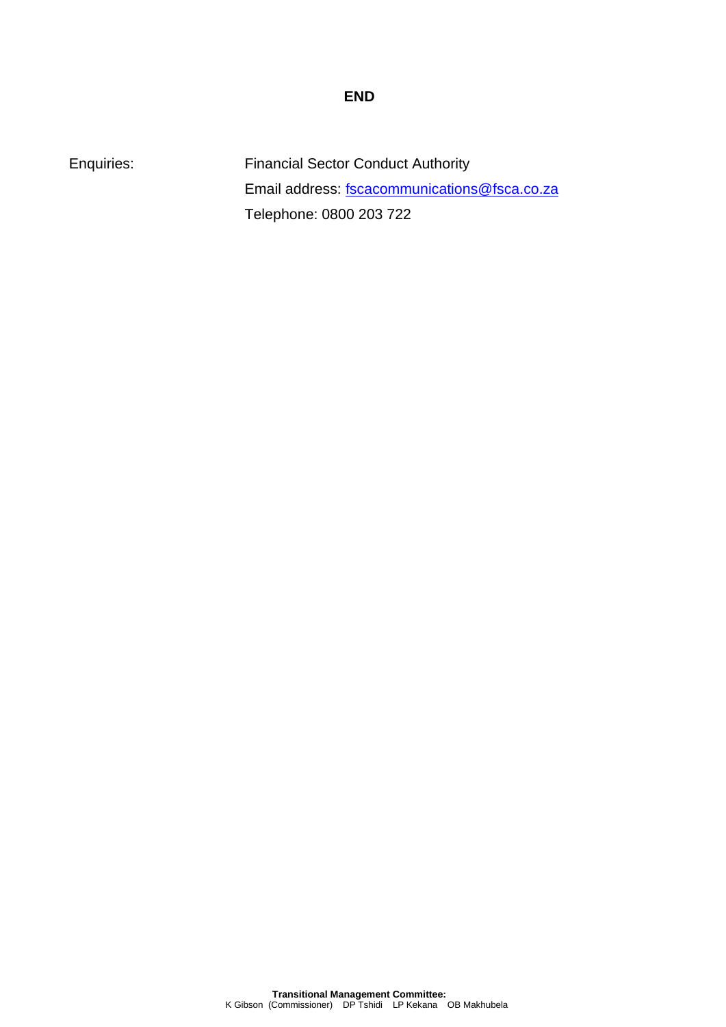**END**

| | |
|---|---|
| Enquiries: | Financial Sector Conduct Authority |
| | Email address: fscacommunications@fsca.co.za |
| | Telephone: 0800 203 722 |